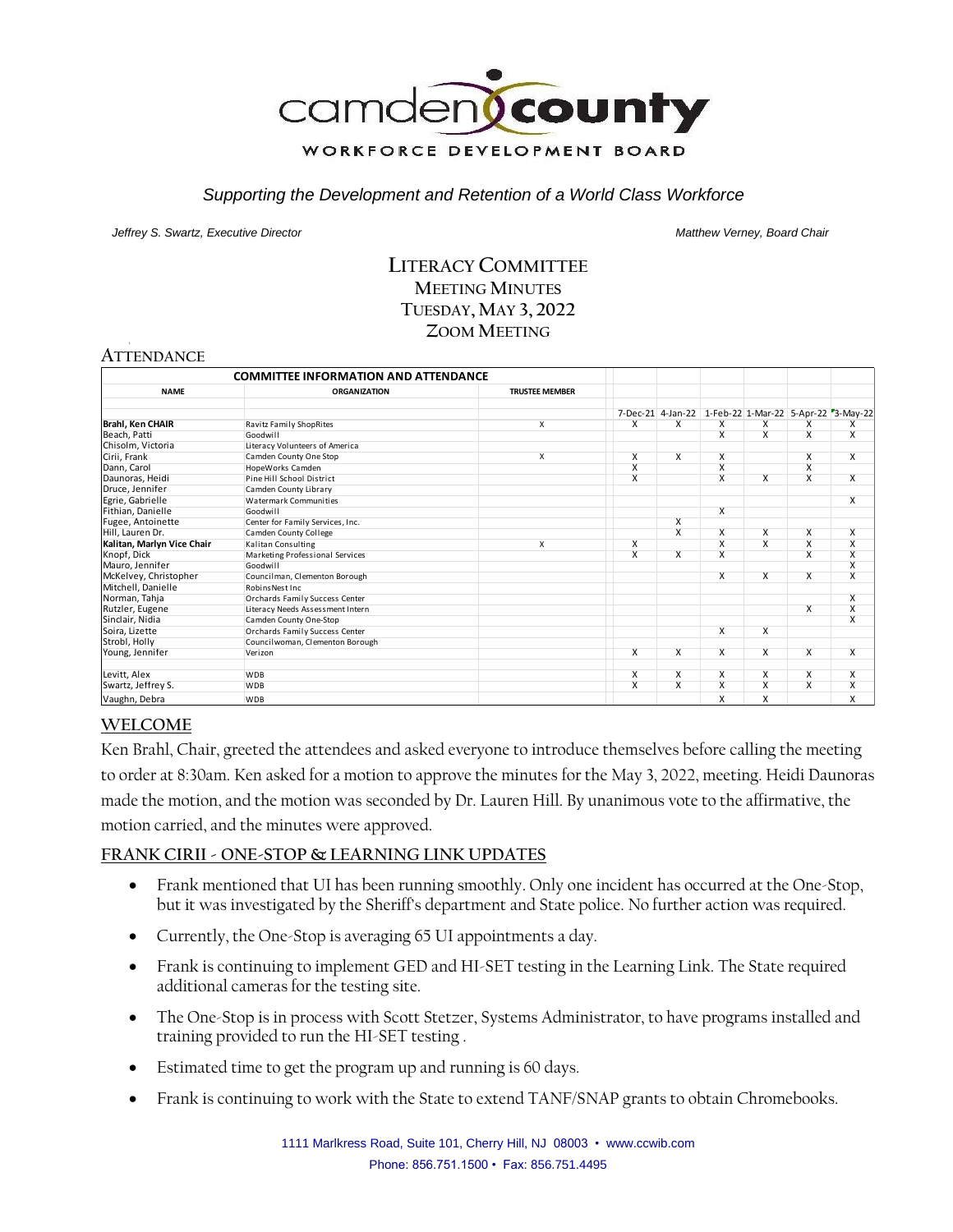# camden county

WORKFORCE DEVELOPMENT BOARD

*Supporting the Development and Retention of a World Class Workforce*

*Jeffrey S. Swartz, Executive Director* | *Matthew Verney, Board Chair*

## LITERACY COMMITTEE
### MEETING MINUTES
### TUESDAY, MAY 3, 2022
### ZOOM MEETING

## ATTENDANCE

| COMMITTEE INFORMATION AND ATTENDANCE | | | | | | | | |
|---|---|---|---|---|---|---|---|---|
| **NAME** | **ORGANIZATION** | **TRUSTEE MEMBER** | 7-Dec-21 | 4-Jan-22 | 1-Feb-22 | 1-Mar-22 | 5-Apr-22 | 3-May-22 |
| **Brahl, Ken CHAIR** | Ravitz Family ShopRites | X | X | X | X | X | X | X |
| Beach, Patti | Goodwill | | | | X | X | X | X |
| Chisolm, Victoria | Literacy Volunteers of America | | | | | | | |
| Cirii, Frank | Camden County One Stop | X | X | X | X | | X | X |
| Dann, Carol | HopeWorks Camden | | X | | X | | X | |
| Daunoras, Heidi | Pine Hill School District | | X | | X | X | X | X |
| Druce, Jennifer | Camden County Library | | | | | | | |
| Egrie, Gabrielle | Watermark Communities | | | | | | | X |
| Fithian, Danielle | Goodwill | | | | X | | | |
| Fugee, Antoinette | Center for Family Services, Inc. | | | X | | | | |
| Hill, Lauren Dr. | Camden County College | | | X | X | X | X | X |
| **Kalitan, Marlyn Vice Chair** | Kalitan Consulting | X | X | | X | X | X | X |
| Knopf, Dick | Marketing Professional Services | | X | X | X | | X | X |
| Mauro, Jennifer | Goodwill | | | | | | | X |
| McKelvey, Christopher | Councilman, Clementon Borough | | | | X | X | X | X |
| Mitchell, Danielle | RobinsNest Inc | | | | | | | |
| Norman, Tahja | Orchards Family Success Center | | | | | | | X |
| Rutzler, Eugene | Literacy Needs Assessment Intern | | | | | | X | X |
| Sinclair, Nidia | Camden County One-Stop | | | | | | | X |
| Soira, Lizette | Orchards Family Success Center | | | | X | X | | |
| Strobl, Holly | Councilwoman, Clementon Borough | | | | | | | |
| Young, Jennifer | Verizon | | X | X | X | X | X | X |
| Levitt, Alex | WDB | | X | X | X | X | X | X |
| Swartz, Jeffrey S. | WDB | | X | X | X | X | X | X |
| Vaughn, Debra | WDB | | | | X | X | | X |

## WELCOME

Ken Brahl, Chair, greeted the attendees and asked everyone to introduce themselves before calling the meeting to order at 8:30am. Ken asked for a motion to approve the minutes for the May 3, 2022, meeting. Heidi Daunoras made the motion, and the motion was seconded by Dr. Lauren Hill. By unanimous vote to the affirmative, the motion carried, and the minutes were approved.

## FRANK CIRII - ONE-STOP & LEARNING LINK UPDATES

- Frank mentioned that UI has been running smoothly. Only one incident has occurred at the One-Stop, but it was investigated by the Sheriff's department and State police. No further action was required.
- Currently, the One-Stop is averaging 65 UI appointments a day.
- Frank is continuing to implement GED and HI-SET testing in the Learning Link. The State required additional cameras for the testing site.
- The One-Stop is in process with Scott Stetzer, Systems Administrator, to have programs installed and training provided to run the HI-SET testing .
- Estimated time to get the program up and running is 60 days.
- Frank is continuing to work with the State to extend TANF/SNAP grants to obtain Chromebooks.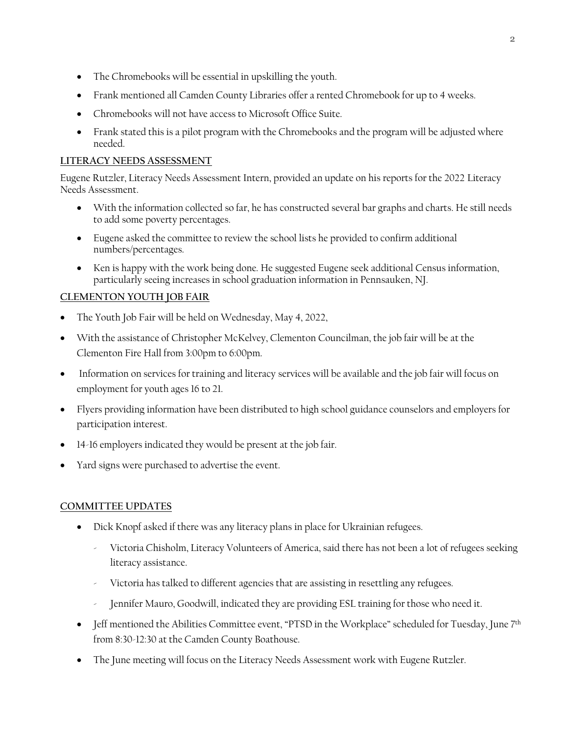- The Chromebooks will be essential in upskilling the youth.
- Frank mentioned all Camden County Libraries offer a rented Chromebook for up to 4 weeks.
- Chromebooks will not have access to Microsoft Office Suite.
- Frank stated this is a pilot program with the Chromebooks and the program will be adjusted where needed.

**LITERACY NEEDS ASSESSMENT**

Eugene Rutzler, Literacy Needs Assessment Intern, provided an update on his reports for the 2022 Literacy Needs Assessment.

- With the information collected so far, he has constructed several bar graphs and charts. He still needs to add some poverty percentages.
- Eugene asked the committee to review the school lists he provided to confirm additional numbers/percentages.
- Ken is happy with the work being done. He suggested Eugene seek additional Census information, particularly seeing increases in school graduation information in Pennsauken, NJ.

**CLEMENTON YOUTH JOB FAIR**

- The Youth Job Fair will be held on Wednesday, May 4, 2022,
- With the assistance of Christopher McKelvey, Clementon Councilman, the job fair will be at the Clementon Fire Hall from 3:00pm to 6:00pm.
- Information on services for training and literacy services will be available and the job fair will focus on employment for youth ages 16 to 21.
- Flyers providing information have been distributed to high school guidance counselors and employers for participation interest.
- 14-16 employers indicated they would be present at the job fair.
- Yard signs were purchased to advertise the event.

**COMMITTEE UPDATES**

- Dick Knopf asked if there was any literacy plans in place for Ukrainian refugees.
  - Victoria Chisholm, Literacy Volunteers of America, said there has not been a lot of refugees seeking literacy assistance.
  - Victoria has talked to different agencies that are assisting in resettling any refugees.
  - Jennifer Mauro, Goodwill, indicated they are providing ESL training for those who need it.
- Jeff mentioned the Abilities Committee event, "PTSD in the Workplace" scheduled for Tuesday, June 7th from 8:30-12:30 at the Camden County Boathouse.
- The June meeting will focus on the Literacy Needs Assessment work with Eugene Rutzler.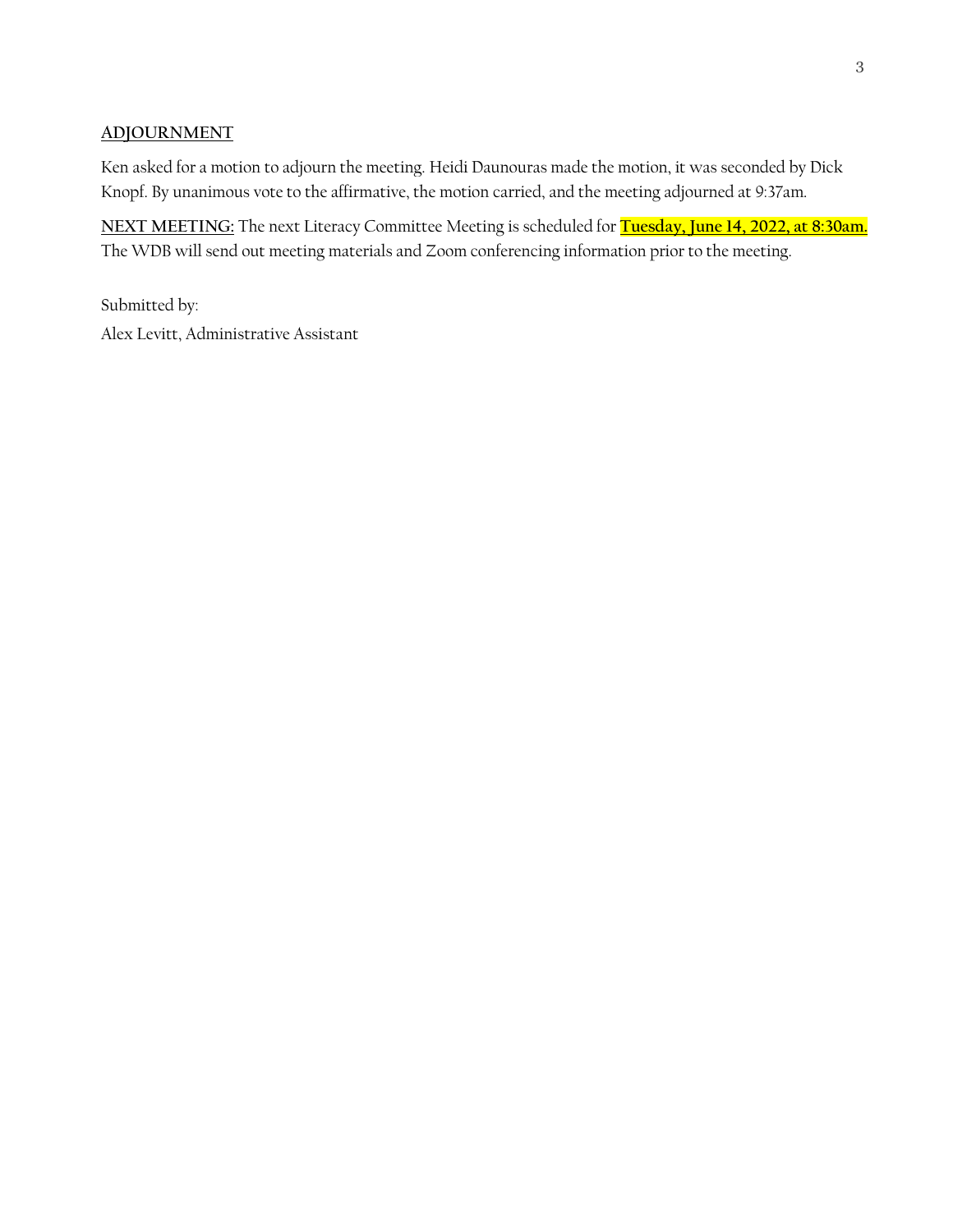**ADJOURNMENT**

Ken asked for a motion to adjourn the meeting. Heidi Daunouras made the motion, it was seconded by Dick Knopf. By unanimous vote to the affirmative, the motion carried, and the meeting adjourned at 9:37am.

**NEXT MEETING:** The next Literacy Committee Meeting is scheduled for **Tuesday, June 14, 2022, at 8:30am.** The WDB will send out meeting materials and Zoom conferencing information prior to the meeting.

Submitted by:

Alex Levitt, Administrative Assistant